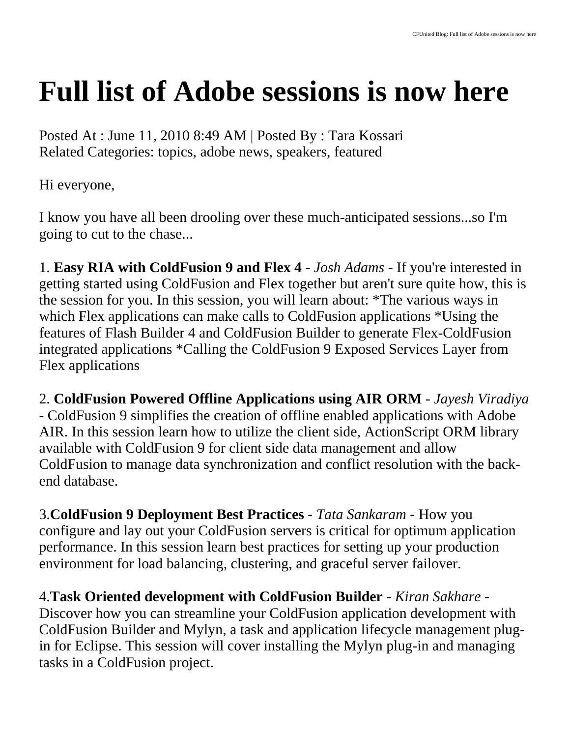# Full list of Adobe sessions is now here

Posted At : June 11, 2010 8:49 AM | Posted By : Tara Kossari
Related Categories: topics, adobe news, speakers, featured

Hi everyone,

I know you have all been drooling over these much-anticipated sessions...so I'm going to cut to the chase...

1. **Easy RIA with ColdFusion 9 and Flex 4** - *Josh Adams* - If you're interested in getting started using ColdFusion and Flex together but aren't sure quite how, this is the session for you. In this session, you will learn about: *The various ways in which Flex applications can make calls to ColdFusion applications *Using the features of Flash Builder 4 and ColdFusion Builder to generate Flex-ColdFusion integrated applications *Calling the ColdFusion 9 Exposed Services Layer from Flex applications

2. **ColdFusion Powered Offline Applications using AIR ORM** - *Jayesh Viradiya* - ColdFusion 9 simplifies the creation of offline enabled applications with Adobe AIR. In this session learn how to utilize the client side, ActionScript ORM library available with ColdFusion 9 for client side data management and allow ColdFusion to manage data synchronization and conflict resolution with the back-end database.

3.**ColdFusion 9 Deployment Best Practices** - *Tata Sankaram* - How you configure and lay out your ColdFusion servers is critical for optimum application performance. In this session learn best practices for setting up your production environment for load balancing, clustering, and graceful server failover.

4.**Task Oriented development with ColdFusion Builder** - *Kiran Sakhare* - Discover how you can streamline your ColdFusion application development with ColdFusion Builder and Mylyn, a task and application lifecycle management plug-in for Eclipse. This session will cover installing the Mylyn plug-in and managing tasks in a ColdFusion project.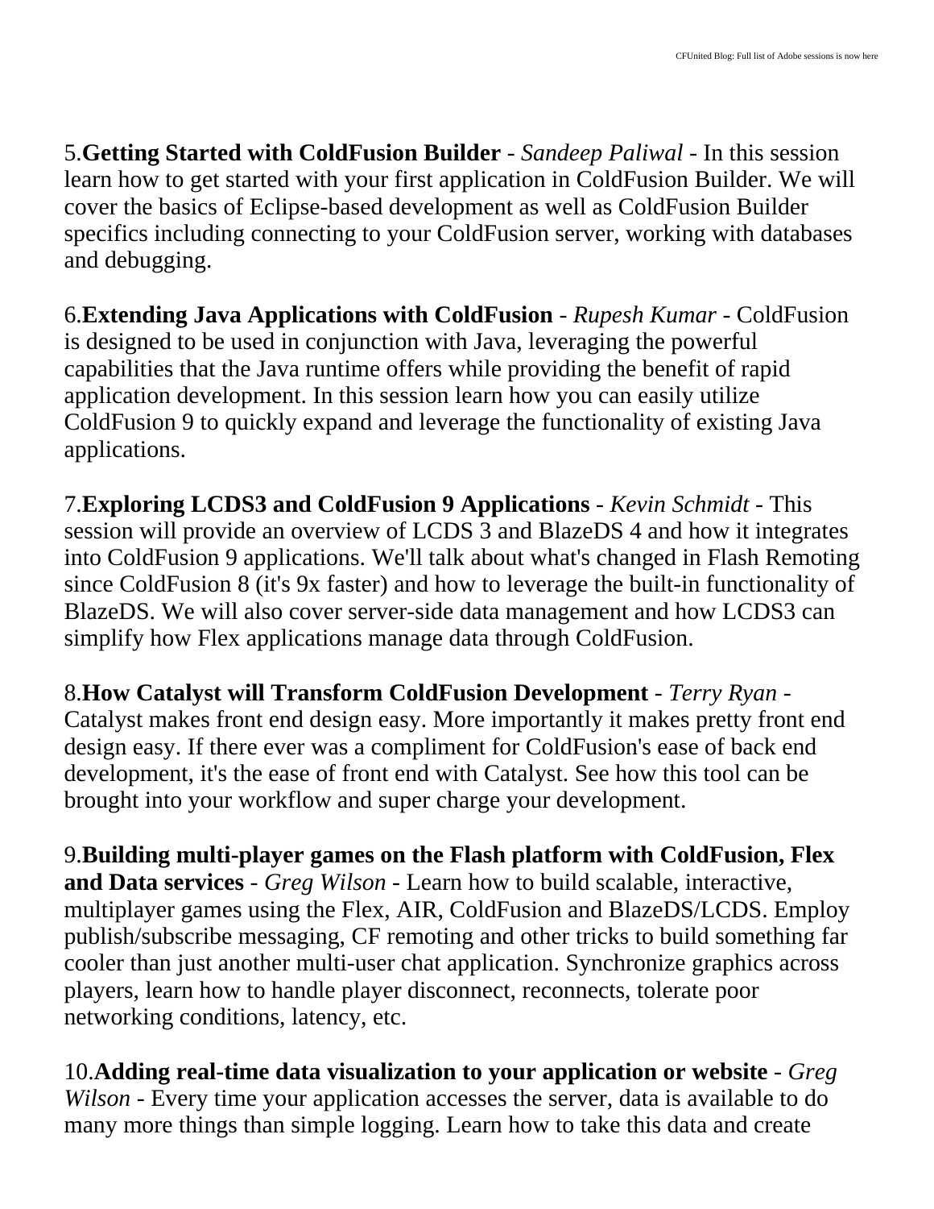5.**Getting Started with ColdFusion Builder** - *Sandeep Paliwal* - In this session learn how to get started with your first application in ColdFusion Builder. We will cover the basics of Eclipse-based development as well as ColdFusion Builder specifics including connecting to your ColdFusion server, working with databases and debugging.

6.**Extending Java Applications with ColdFusion** - *Rupesh Kumar* - ColdFusion is designed to be used in conjunction with Java, leveraging the powerful capabilities that the Java runtime offers while providing the benefit of rapid application development. In this session learn how you can easily utilize ColdFusion 9 to quickly expand and leverage the functionality of existing Java applications.

7.**Exploring LCDS3 and ColdFusion 9 Applications** - *Kevin Schmidt* - This session will provide an overview of LCDS 3 and BlazeDS 4 and how it integrates into ColdFusion 9 applications. We'll talk about what's changed in Flash Remoting since ColdFusion 8 (it's 9x faster) and how to leverage the built-in functionality of BlazeDS. We will also cover server-side data management and how LCDS3 can simplify how Flex applications manage data through ColdFusion.

8.**How Catalyst will Transform ColdFusion Development** - *Terry Ryan* - Catalyst makes front end design easy. More importantly it makes pretty front end design easy. If there ever was a compliment for ColdFusion's ease of back end development, it's the ease of front end with Catalyst. See how this tool can be brought into your workflow and super charge your development.

9.**Building multi-player games on the Flash platform with ColdFusion, Flex and Data services** - *Greg Wilson* - Learn how to build scalable, interactive, multiplayer games using the Flex, AIR, ColdFusion and BlazeDS/LCDS. Employ publish/subscribe messaging, CF remoting and other tricks to build something far cooler than just another multi-user chat application. Synchronize graphics across players, learn how to handle player disconnect, reconnects, tolerate poor networking conditions, latency, etc.

10.**Adding real-time data visualization to your application or website** - *Greg Wilson* - Every time your application accesses the server, data is available to do many more things than simple logging. Learn how to take this data and create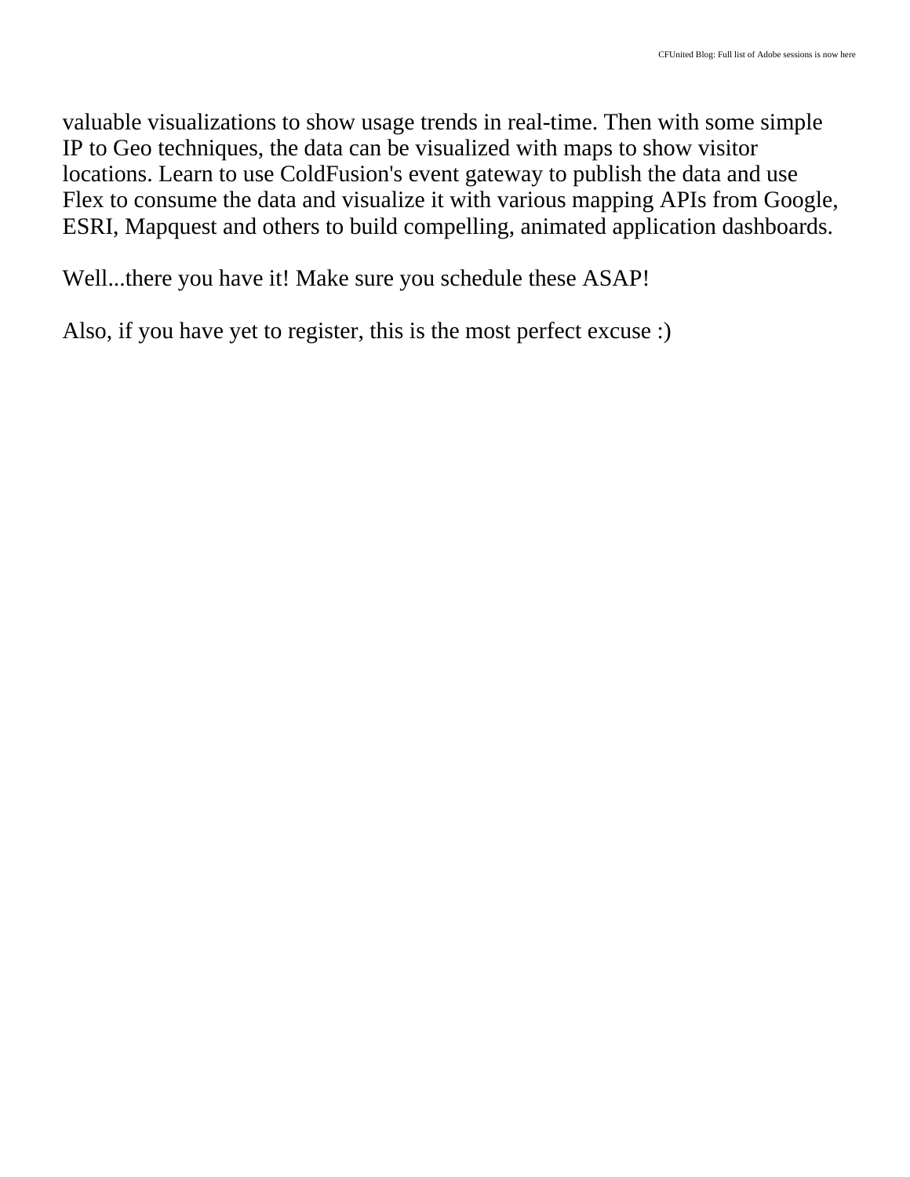valuable visualizations to show usage trends in real-time. Then with some simple IP to Geo techniques, the data can be visualized with maps to show visitor locations. Learn to use ColdFusion's event gateway to publish the data and use Flex to consume the data and visualize it with various mapping APIs from Google, ESRI, Mapquest and others to build compelling, animated application dashboards.

Well...there you have it! Make sure you schedule these ASAP!

Also, if you have yet to register, this is the most perfect excuse :)